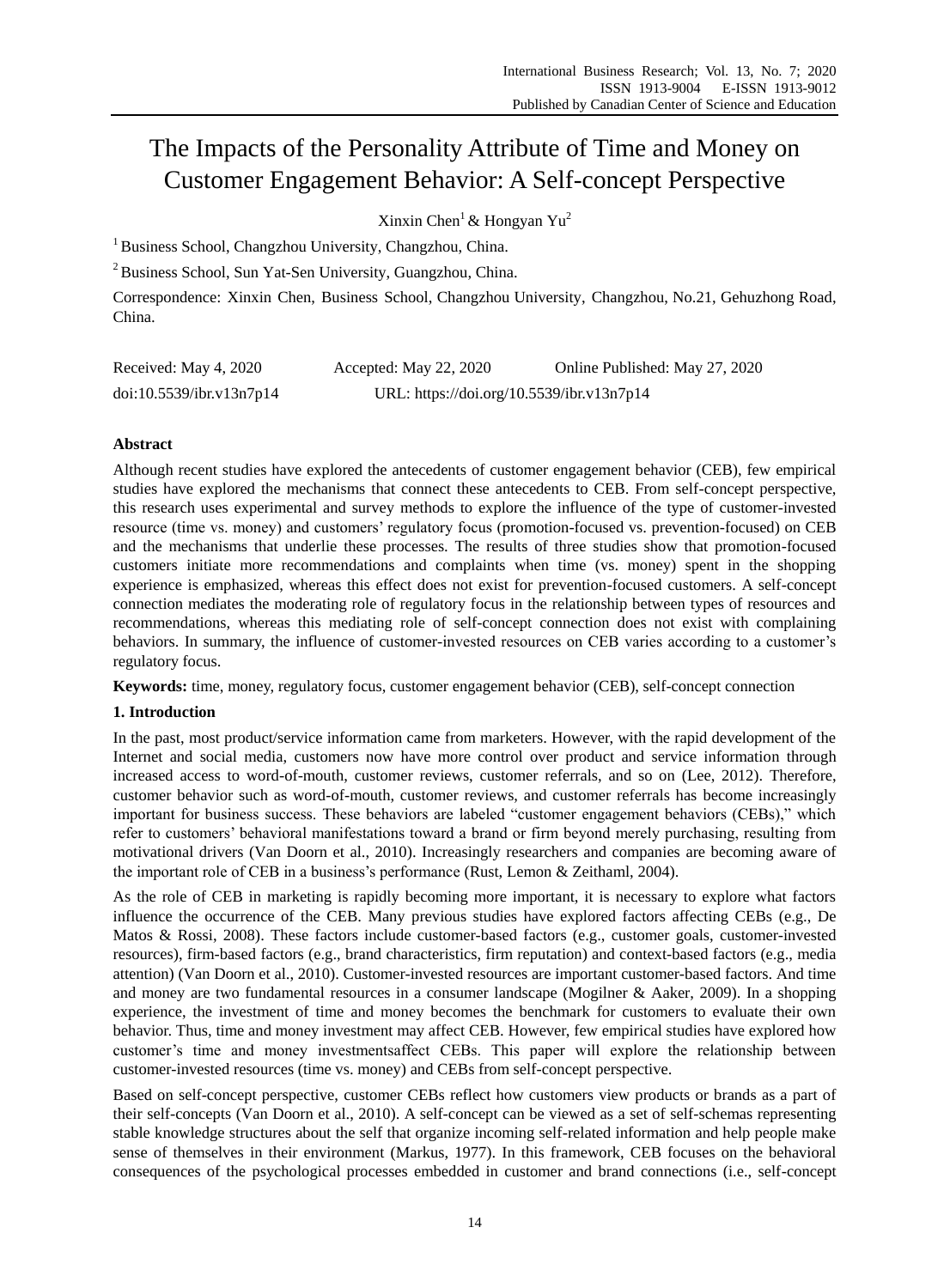# The Impacts of the Personality Attribute of Time and Money on Customer Engagement Behavior: A Self-concept Perspective

Xinxin Chen[1] & Hongyan Yu[2]

[1] Business School, Changzhou University, Changzhou, China.

[2] Business School, Sun Yat-Sen University, Guangzhou, China.

Correspondence: Xinxin Chen, Business School, Changzhou University, Changzhou, No.21, Gehuzhong Road, China.

Received: May 4, 2020 Accepted: May 22, 2020 Online Published: May 27, 2020

doi:10.5539/ibr.v13n7p14 URL: https://doi.org/10.5539/ibr.v13n7p14

## Abstract

Although recent studies have explored the antecedents of customer engagement behavior (CEB), few empirical studies have explored the mechanisms that connect these antecedents to CEB. From self-concept perspective, this research uses experimental and survey methods to explore the influence of the type of customer-invested resource (time vs. money) and customers' regulatory focus (promotion-focused vs. prevention-focused) on CEB and the mechanisms that underlie these processes. The results of three studies show that promotion-focused customers initiate more recommendations and complaints when time (vs. money) spent in the shopping experience is emphasized, whereas this effect does not exist for prevention-focused customers. A self-concept connection mediates the moderating role of regulatory focus in the relationship between types of resources and recommendations, whereas this mediating role of self-concept connection does not exist with complaining behaviors. In summary, the influence of customer-invested resources on CEB varies according to a customer's regulatory focus.

**Keywords:** time, money, regulatory focus, customer engagement behavior (CEB), self-concept connection

## 1. Introduction

In the past, most product/service information came from marketers. However, with the rapid development of the Internet and social media, customers now have more control over product and service information through increased access to word-of-mouth, customer reviews, customer referrals, and so on (Lee, 2012). Therefore, customer behavior such as word-of-mouth, customer reviews, and customer referrals has become increasingly important for business success. These behaviors are labeled "customer engagement behaviors (CEBs)," which refer to customers' behavioral manifestations toward a brand or firm beyond merely purchasing, resulting from motivational drivers (Van Doorn et al., 2010). Increasingly researchers and companies are becoming aware of the important role of CEB in a business's performance (Rust, Lemon & Zeithaml, 2004).

As the role of CEB in marketing is rapidly becoming more important, it is necessary to explore what factors influence the occurrence of the CEB. Many previous studies have explored factors affecting CEBs (e.g., De Matos & Rossi, 2008). These factors include customer-based factors (e.g., customer goals, customer-invested resources), firm-based factors (e.g., brand characteristics, firm reputation) and context-based factors (e.g., media attention) (Van Doorn et al., 2010). Customer-invested resources are important customer-based factors. And time and money are two fundamental resources in a consumer landscape (Mogilner & Aaker, 2009). In a shopping experience, the investment of time and money becomes the benchmark for customers to evaluate their own behavior. Thus, time and money investment may affect CEB. However, few empirical studies have explored how customer's time and money investmentsaffect CEBs. This paper will explore the relationship between customer-invested resources (time vs. money) and CEBs from self-concept perspective.

Based on self-concept perspective, customer CEBs reflect how customers view products or brands as a part of their self-concepts (Van Doorn et al., 2010). A self-concept can be viewed as a set of self-schemas representing stable knowledge structures about the self that organize incoming self-related information and help people make sense of themselves in their environment (Markus, 1977). In this framework, CEB focuses on the behavioral consequences of the psychological processes embedded in customer and brand connections (i.e., self-concept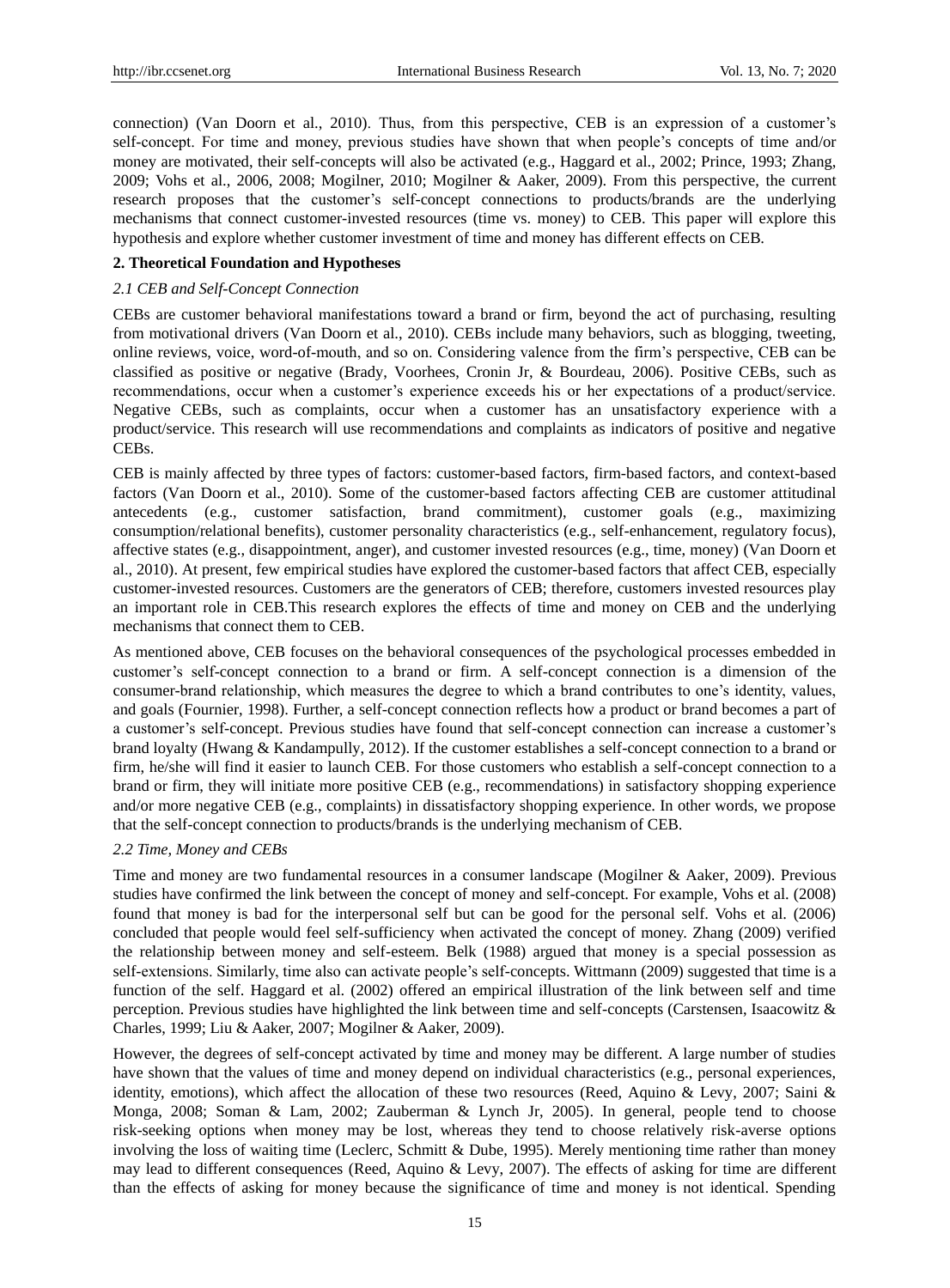connection) (Van Doorn et al., 2010). Thus, from this perspective, CEB is an expression of a customer's self-concept. For time and money, previous studies have shown that when people's concepts of time and/or money are motivated, their self-concepts will also be activated (e.g., Haggard et al., 2002; Prince, 1993; Zhang, 2009; Vohs et al., 2006, 2008; Mogilner, 2010; Mogilner & Aaker, 2009). From this perspective, the current research proposes that the customer's self-concept connections to products/brands are the underlying mechanisms that connect customer-invested resources (time vs. money) to CEB. This paper will explore this hypothesis and explore whether customer investment of time and money has different effects on CEB.

## 2. Theoretical Foundation and Hypotheses

### *2.1 CEB and Self-Concept Connection*

CEBs are customer behavioral manifestations toward a brand or firm, beyond the act of purchasing, resulting from motivational drivers (Van Doorn et al., 2010). CEBs include many behaviors, such as blogging, tweeting, online reviews, voice, word-of-mouth, and so on. Considering valence from the firm's perspective, CEB can be classified as positive or negative (Brady, Voorhees, Cronin Jr, & Bourdeau, 2006). Positive CEBs, such as recommendations, occur when a customer's experience exceeds his or her expectations of a product/service. Negative CEBs, such as complaints, occur when a customer has an unsatisfactory experience with a product/service. This research will use recommendations and complaints as indicators of positive and negative CEBs.

CEB is mainly affected by three types of factors: customer-based factors, firm-based factors, and context-based factors (Van Doorn et al., 2010). Some of the customer-based factors affecting CEB are customer attitudinal antecedents (e.g., customer satisfaction, brand commitment), customer goals (e.g., maximizing consumption/relational benefits), customer personality characteristics (e.g., self-enhancement, regulatory focus), affective states (e.g., disappointment, anger), and customer invested resources (e.g., time, money) (Van Doorn et al., 2010). At present, few empirical studies have explored the customer-based factors that affect CEB, especially customer-invested resources. Customers are the generators of CEB; therefore, customers invested resources play an important role in CEB.This research explores the effects of time and money on CEB and the underlying mechanisms that connect them to CEB.

As mentioned above, CEB focuses on the behavioral consequences of the psychological processes embedded in customer's self-concept connection to a brand or firm. A self-concept connection is a dimension of the consumer-brand relationship, which measures the degree to which a brand contributes to one's identity, values, and goals (Fournier, 1998). Further, a self-concept connection reflects how a product or brand becomes a part of a customer's self-concept. Previous studies have found that self-concept connection can increase a customer's brand loyalty (Hwang & Kandampully, 2012). If the customer establishes a self-concept connection to a brand or firm, he/she will find it easier to launch CEB. For those customers who establish a self-concept connection to a brand or firm, they will initiate more positive CEB (e.g., recommendations) in satisfactory shopping experience and/or more negative CEB (e.g., complaints) in dissatisfactory shopping experience. In other words, we propose that the self-concept connection to products/brands is the underlying mechanism of CEB.

### *2.2 Time, Money and CEBs*

Time and money are two fundamental resources in a consumer landscape (Mogilner & Aaker, 2009). Previous studies have confirmed the link between the concept of money and self-concept. For example, Vohs et al. (2008) found that money is bad for the interpersonal self but can be good for the personal self. Vohs et al. (2006) concluded that people would feel self-sufficiency when activated the concept of money. Zhang (2009) verified the relationship between money and self-esteem. Belk (1988) argued that money is a special possession as self-extensions. Similarly, time also can activate people's self-concepts. Wittmann (2009) suggested that time is a function of the self. Haggard et al. (2002) offered an empirical illustration of the link between self and time perception. Previous studies have highlighted the link between time and self-concepts (Carstensen, Isaacowitz & Charles, 1999; Liu & Aaker, 2007; Mogilner & Aaker, 2009).

However, the degrees of self-concept activated by time and money may be different. A large number of studies have shown that the values of time and money depend on individual characteristics (e.g., personal experiences, identity, emotions), which affect the allocation of these two resources (Reed, Aquino & Levy, 2007; Saini & Monga, 2008; Soman & Lam, 2002; Zauberman & Lynch Jr, 2005). In general, people tend to choose risk-seeking options when money may be lost, whereas they tend to choose relatively risk-averse options involving the loss of waiting time (Leclerc, Schmitt & Dube, 1995). Merely mentioning time rather than money may lead to different consequences (Reed, Aquino & Levy, 2007). The effects of asking for time are different than the effects of asking for money because the significance of time and money is not identical. Spending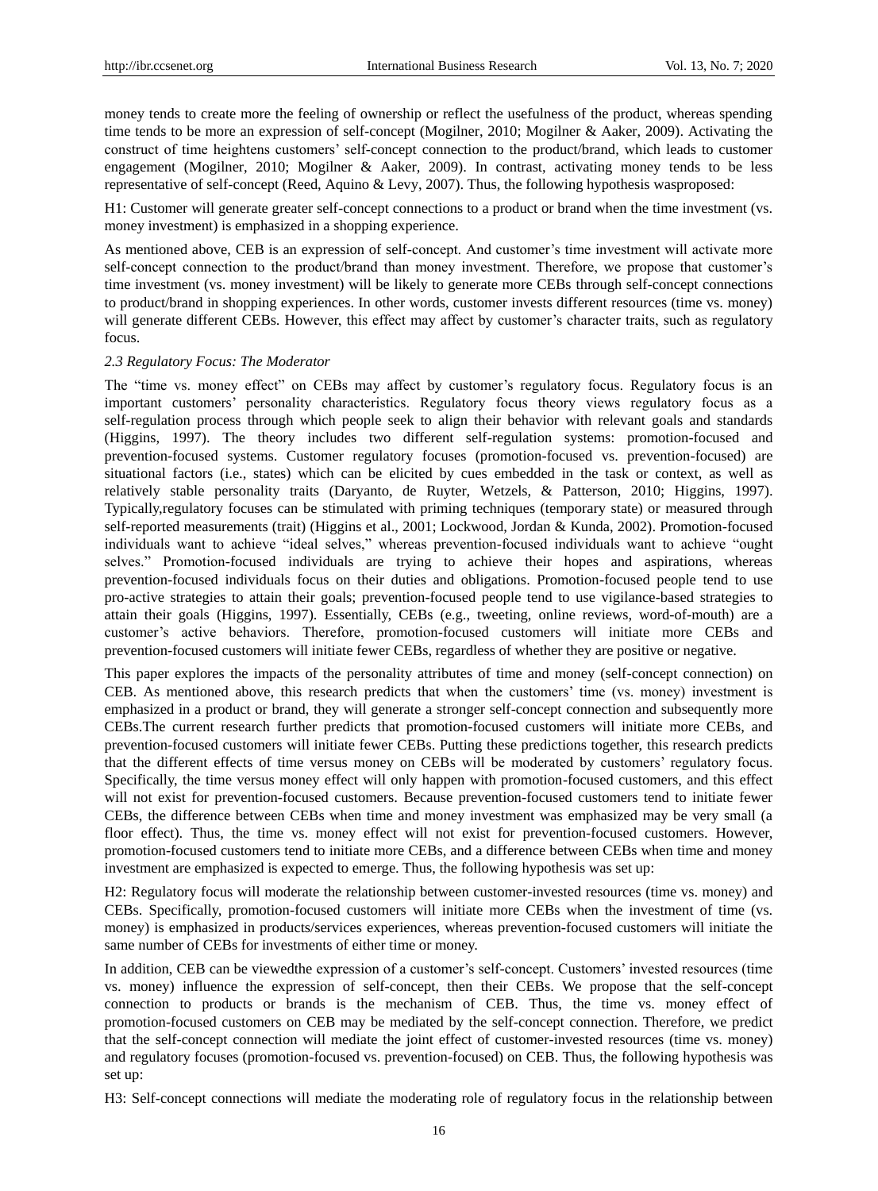money tends to create more the feeling of ownership or reflect the usefulness of the product, whereas spending time tends to be more an expression of self-concept (Mogilner, 2010; Mogilner & Aaker, 2009). Activating the construct of time heightens customers' self-concept connection to the product/brand, which leads to customer engagement (Mogilner, 2010; Mogilner & Aaker, 2009). In contrast, activating money tends to be less representative of self-concept (Reed, Aquino & Levy, 2007). Thus, the following hypothesis wasproposed:

H1: Customer will generate greater self-concept connections to a product or brand when the time investment (vs. money investment) is emphasized in a shopping experience.

As mentioned above, CEB is an expression of self-concept. And customer's time investment will activate more self-concept connection to the product/brand than money investment. Therefore, we propose that customer's time investment (vs. money investment) will be likely to generate more CEBs through self-concept connections to product/brand in shopping experiences. In other words, customer invests different resources (time vs. money) will generate different CEBs. However, this effect may affect by customer's character traits, such as regulatory focus.

*2.3 Regulatory Focus: The Moderator*

The "time vs. money effect" on CEBs may affect by customer's regulatory focus. Regulatory focus is an important customers' personality characteristics. Regulatory focus theory views regulatory focus as a self-regulation process through which people seek to align their behavior with relevant goals and standards (Higgins, 1997). The theory includes two different self-regulation systems: promotion-focused and prevention-focused systems. Customer regulatory focuses (promotion-focused vs. prevention-focused) are situational factors (i.e., states) which can be elicited by cues embedded in the task or context, as well as relatively stable personality traits (Daryanto, de Ruyter, Wetzels, & Patterson, 2010; Higgins, 1997). Typically,regulatory focuses can be stimulated with priming techniques (temporary state) or measured through self-reported measurements (trait) (Higgins et al., 2001; Lockwood, Jordan & Kunda, 2002). Promotion-focused individuals want to achieve "ideal selves," whereas prevention-focused individuals want to achieve "ought selves." Promotion-focused individuals are trying to achieve their hopes and aspirations, whereas prevention-focused individuals focus on their duties and obligations. Promotion-focused people tend to use pro-active strategies to attain their goals; prevention-focused people tend to use vigilance-based strategies to attain their goals (Higgins, 1997). Essentially, CEBs (e.g., tweeting, online reviews, word-of-mouth) are a customer's active behaviors. Therefore, promotion-focused customers will initiate more CEBs and prevention-focused customers will initiate fewer CEBs, regardless of whether they are positive or negative.

This paper explores the impacts of the personality attributes of time and money (self-concept connection) on CEB. As mentioned above, this research predicts that when the customers' time (vs. money) investment is emphasized in a product or brand, they will generate a stronger self-concept connection and subsequently more CEBs.The current research further predicts that promotion-focused customers will initiate more CEBs, and prevention-focused customers will initiate fewer CEBs. Putting these predictions together, this research predicts that the different effects of time versus money on CEBs will be moderated by customers' regulatory focus. Specifically, the time versus money effect will only happen with promotion-focused customers, and this effect will not exist for prevention-focused customers. Because prevention-focused customers tend to initiate fewer CEBs, the difference between CEBs when time and money investment was emphasized may be very small (a floor effect). Thus, the time vs. money effect will not exist for prevention-focused customers. However, promotion-focused customers tend to initiate more CEBs, and a difference between CEBs when time and money investment are emphasized is expected to emerge. Thus, the following hypothesis was set up:

H2: Regulatory focus will moderate the relationship between customer-invested resources (time vs. money) and CEBs. Specifically, promotion-focused customers will initiate more CEBs when the investment of time (vs. money) is emphasized in products/services experiences, whereas prevention-focused customers will initiate the same number of CEBs for investments of either time or money.

In addition, CEB can be viewedthe expression of a customer's self-concept. Customers' invested resources (time vs. money) influence the expression of self-concept, then their CEBs. We propose that the self-concept connection to products or brands is the mechanism of CEB. Thus, the time vs. money effect of promotion-focused customers on CEB may be mediated by the self-concept connection. Therefore, we predict that the self-concept connection will mediate the joint effect of customer-invested resources (time vs. money) and regulatory focuses (promotion-focused vs. prevention-focused) on CEB. Thus, the following hypothesis was set up:

H3: Self-concept connections will mediate the moderating role of regulatory focus in the relationship between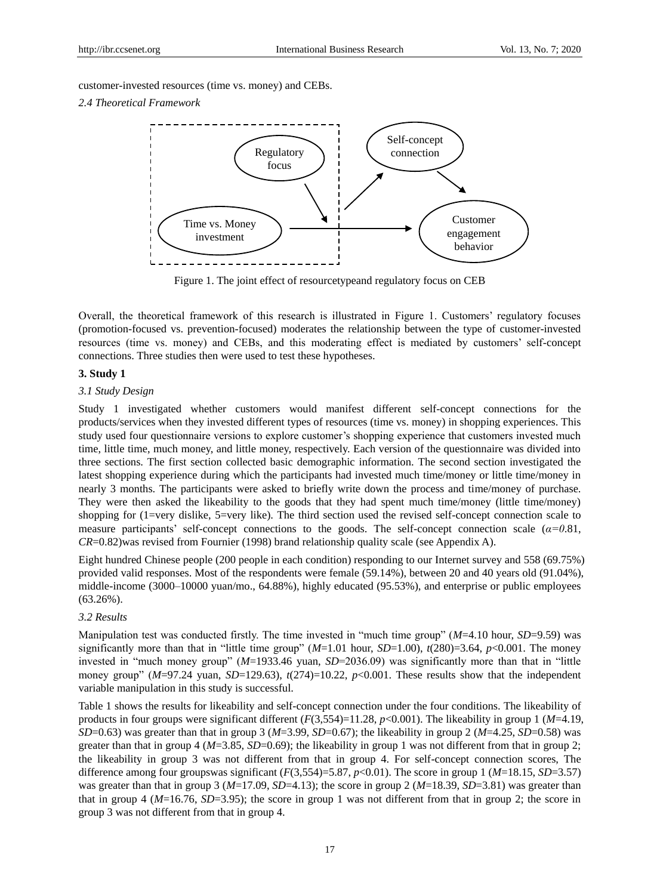customer-invested resources (time vs. money) and CEBs.

*2.4 Theoretical Framework*

Figure 1. The joint effect of resourcetypeand regulatory focus on CEB

Overall, the theoretical framework of this research is illustrated in Figure 1. Customers' regulatory focuses (promotion-focused vs. prevention-focused) moderates the relationship between the type of customer-invested resources (time vs. money) and CEBs, and this moderating effect is mediated by customers' self-concept connections. Three studies then were used to test these hypotheses.

## 3. Study 1

### *3.1 Study Design*

Study 1 investigated whether customers would manifest different self-concept connections for the products/services when they invested different types of resources (time vs. money) in shopping experiences. This study used four questionnaire versions to explore customer's shopping experience that customers invested much time, little time, much money, and little money, respectively. Each version of the questionnaire was divided into three sections. The first section collected basic demographic information. The second section investigated the latest shopping experience during which the participants had invested much time/money or little time/money in nearly 3 months. The participants were asked to briefly write down the process and time/money of purchase. They were then asked the likeability to the goods that they had spent much time/money (little time/money) shopping for (1=very dislike, 5=very like). The third section used the revised self-concept connection scale to measure participants' self-concept connections to the goods. The self-concept connection scale ($\alpha=0.81$, $CR=0.82$)was revised from Fournier (1998) brand relationship quality scale (see Appendix A).

Eight hundred Chinese people (200 people in each condition) responding to our Internet survey and 558 (69.75%) provided valid responses. Most of the respondents were female (59.14%), between 20 and 40 years old (91.04%), middle-income (3000–10000 yuan/mo., 64.88%), highly educated (95.53%), and enterprise or public employees (63.26%).

### *3.2 Results*

Manipulation test was conducted firstly. The time invested in "much time group" ($M$=4.10 hour, $SD$=9.59) was significantly more than that in "little time group" ($M$=1.01 hour, $SD$=1.00), $t(280)=3.64$, $p<0.001$. The money invested in "much money group" ($M$=1933.46 yuan, $SD$=2036.09) was significantly more than that in "little money group" ($M$=97.24 yuan, $SD$=129.63), $t(274)=10.22$, $p<0.001$. These results show that the independent variable manipulation in this study is successful.

Table 1 shows the results for likeability and self-concept connection under the four conditions. The likeability of products in four groups were significant different ($F(3,554)=11.28$, $p<0.001$). The likeability in group 1 ($M$=4.19, $SD$=0.63) was greater than that in group 3 ($M$=3.99, $SD$=0.67); the likeability in group 2 ($M$=4.25, $SD$=0.58) was greater than that in group 4 ($M$=3.85, $SD$=0.69); the likeability in group 1 was not different from that in group 2; the likeability in group 3 was not different from that in group 4. For self-concept connection scores, The difference among four groupswas significant ($F(3,554)=5.87$, $p<0.01$). The score in group 1 ($M$=18.15, $SD$=3.57) was greater than that in group 3 ($M$=17.09, $SD$=4.13); the score in group 2 ($M$=18.39, $SD$=3.81) was greater than that in group 4 ($M$=16.76, $SD$=3.95); the score in group 1 was not different from that in group 2; the score in group 3 was not different from that in group 4.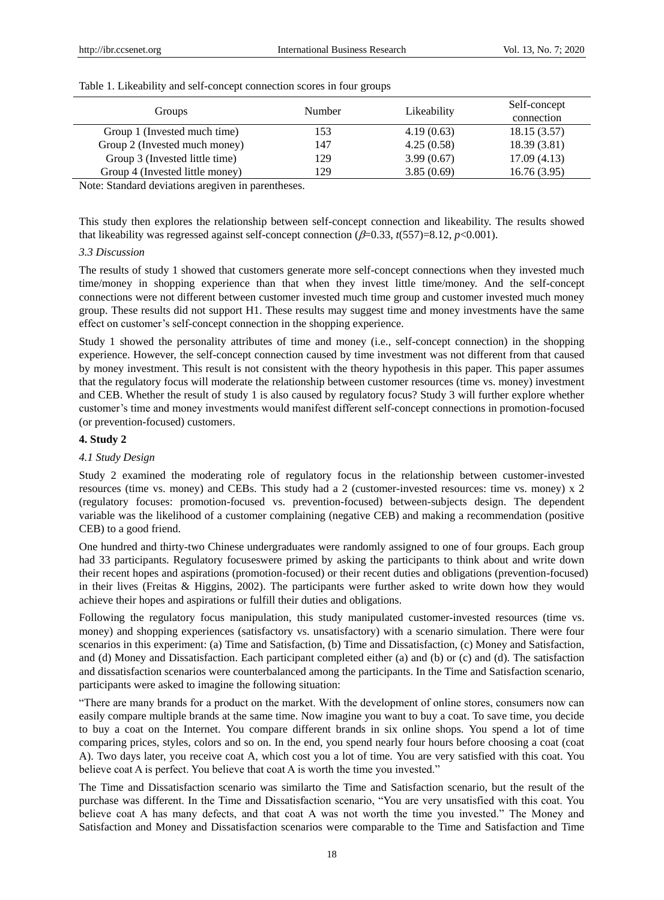Table 1. Likeability and self-concept connection scores in four groups

| Groups | Number | Likeability | Self-concept connection |
|---|---|---|---|
| Group 1 (Invested much time) | 153 | 4.19 (0.63) | 18.15 (3.57) |
| Group 2 (Invested much money) | 147 | 4.25 (0.58) | 18.39 (3.81) |
| Group 3 (Invested little time) | 129 | 3.99 (0.67) | 17.09 (4.13) |
| Group 4 (Invested little money) | 129 | 3.85 (0.69) | 16.76 (3.95) |

Note: Standard deviations aregiven in parentheses.

This study then explores the relationship between self-concept connection and likeability. The results showed that likeability was regressed against self-concept connection ($\beta$=0.33, $t(557)$=8.12, $p$<0.001).

### *3.3 Discussion*

The results of study 1 showed that customers generate more self-concept connections when they invested much time/money in shopping experience than that when they invest little time/money. And the self-concept connections were not different between customer invested much time group and customer invested much money group. These results did not support H1. These results may suggest time and money investments have the same effect on customer's self-concept connection in the shopping experience.

Study 1 showed the personality attributes of time and money (i.e., self-concept connection) in the shopping experience. However, the self-concept connection caused by time investment was not different from that caused by money investment. This result is not consistent with the theory hypothesis in this paper. This paper assumes that the regulatory focus will moderate the relationship between customer resources (time vs. money) investment and CEB. Whether the result of study 1 is also caused by regulatory focus? Study 3 will further explore whether customer's time and money investments would manifest different self-concept connections in promotion-focused (or prevention-focused) customers.

## **4. Study 2**

### *4.1 Study Design*

Study 2 examined the moderating role of regulatory focus in the relationship between customer-invested resources (time vs. money) and CEBs. This study had a 2 (customer-invested resources: time vs. money) x 2 (regulatory focuses: promotion-focused vs. prevention-focused) between-subjects design. The dependent variable was the likelihood of a customer complaining (negative CEB) and making a recommendation (positive CEB) to a good friend.

One hundred and thirty-two Chinese undergraduates were randomly assigned to one of four groups. Each group had 33 participants. Regulatory focuseswere primed by asking the participants to think about and write down their recent hopes and aspirations (promotion-focused) or their recent duties and obligations (prevention-focused) in their lives (Freitas & Higgins, 2002). The participants were further asked to write down how they would achieve their hopes and aspirations or fulfill their duties and obligations.

Following the regulatory focus manipulation, this study manipulated customer-invested resources (time vs. money) and shopping experiences (satisfactory vs. unsatisfactory) with a scenario simulation. There were four scenarios in this experiment: (a) Time and Satisfaction, (b) Time and Dissatisfaction, (c) Money and Satisfaction, and (d) Money and Dissatisfaction. Each participant completed either (a) and (b) or (c) and (d). The satisfaction and dissatisfaction scenarios were counterbalanced among the participants. In the Time and Satisfaction scenario, participants were asked to imagine the following situation:

"There are many brands for a product on the market. With the development of online stores, consumers now can easily compare multiple brands at the same time. Now imagine you want to buy a coat. To save time, you decide to buy a coat on the Internet. You compare different brands in six online shops. You spend a lot of time comparing prices, styles, colors and so on. In the end, you spend nearly four hours before choosing a coat (coat A). Two days later, you receive coat A, which cost you a lot of time. You are very satisfied with this coat. You believe coat A is perfect. You believe that coat A is worth the time you invested."

The Time and Dissatisfaction scenario was similarto the Time and Satisfaction scenario, but the result of the purchase was different. In the Time and Dissatisfaction scenario, "You are very unsatisfied with this coat. You believe coat A has many defects, and that coat A was not worth the time you invested." The Money and Satisfaction and Money and Dissatisfaction scenarios were comparable to the Time and Satisfaction and Time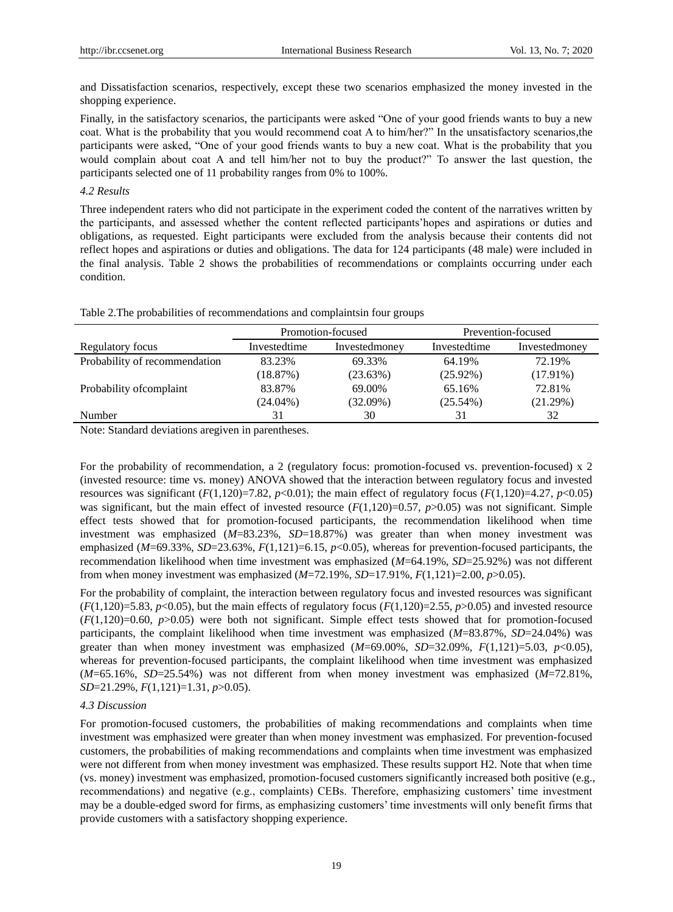and Dissatisfaction scenarios, respectively, except these two scenarios emphasized the money invested in the shopping experience.

Finally, in the satisfactory scenarios, the participants were asked "One of your good friends wants to buy a new coat. What is the probability that you would recommend coat A to him/her?" In the unsatisfactory scenarios,the participants were asked, "One of your good friends wants to buy a new coat. What is the probability that you would complain about coat A and tell him/her not to buy the product?" To answer the last question, the participants selected one of 11 probability ranges from 0% to 100%.

### *4.2 Results*

Three independent raters who did not participate in the experiment coded the content of the narratives written by the participants, and assessed whether the content reflected participants'hopes and aspirations or duties and obligations, as requested. Eight participants were excluded from the analysis because their contents did not reflect hopes and aspirations or duties and obligations. The data for 124 participants (48 male) were included in the final analysis. Table 2 shows the probabilities of recommendations or complaints occurring under each condition.

Table 2.The probabilities of recommendations and complaintsin four groups

| | Promotion-focused | | Prevention-focused | |
|---|---|---|---|---|
| Regulatory focus | Investedtime | Investedmoney | Investedtime | Investedmoney |
| Probability of recommendation | 83.23% (18.87%) | 69.33% (23.63%) | 64.19% (25.92%) | 72.19% (17.91%) |
| Probability ofcomplaint | 83.87% (24.04%) | 69.00% (32.09%) | 65.16% (25.54%) | 72.81% (21.29%) |
| Number | 31 | 30 | 31 | 32 |

Note: Standard deviations aregiven in parentheses.

For the probability of recommendation, a 2 (regulatory focus: promotion-focused vs. prevention-focused) x 2 (invested resource: time vs. money) ANOVA showed that the interaction between regulatory focus and invested resources was significant ($F(1,120)=7.82$, $p<0.01$); the main effect of regulatory focus ($F(1,120)=4.27$, $p<0.05$) was significant, but the main effect of invested resource ($F(1,120)=0.57$, $p>0.05$) was not significant. Simple effect tests showed that for promotion-focused participants, the recommendation likelihood when time investment was emphasized ($M=83.23\%$, $SD=18.87\%$) was greater than when money investment was emphasized ($M=69.33\%$, $SD=23.63\%$, $F(1,121)=6.15$, $p<0.05$), whereas for prevention-focused participants, the recommendation likelihood when time investment was emphasized ($M=64.19\%$, $SD=25.92\%$) was not different from when money investment was emphasized ($M=72.19\%$, $SD=17.91\%$, $F(1,121)=2.00$, $p>0.05$).

For the probability of complaint, the interaction between regulatory focus and invested resources was significant ($F(1,120)=5.83$, $p<0.05$), but the main effects of regulatory focus ($F(1,120)=2.55$, $p>0.05$) and invested resource ($F(1,120)=0.60$, $p>0.05$) were both not significant. Simple effect tests showed that for promotion-focused participants, the complaint likelihood when time investment was emphasized ($M=83.87\%$, $SD=24.04\%$) was greater than when money investment was emphasized ($M=69.00\%$, $SD=32.09\%$, $F(1,121)=5.03$, $p<0.05$), whereas for prevention-focused participants, the complaint likelihood when time investment was emphasized ($M=65.16\%$, $SD=25.54\%$) was not different from when money investment was emphasized ($M=72.81\%$, $SD=21.29\%$, $F(1,121)=1.31$, $p>0.05$).

### *4.3 Discussion*

For promotion-focused customers, the probabilities of making recommendations and complaints when time investment was emphasized were greater than when money investment was emphasized. For prevention-focused customers, the probabilities of making recommendations and complaints when time investment was emphasized were not different from when money investment was emphasized. These results support H2. Note that when time (vs. money) investment was emphasized, promotion-focused customers significantly increased both positive (e.g., recommendations) and negative (e.g., complaints) CEBs. Therefore, emphasizing customers' time investment may be a double-edged sword for firms, as emphasizing customers' time investments will only benefit firms that provide customers with a satisfactory shopping experience.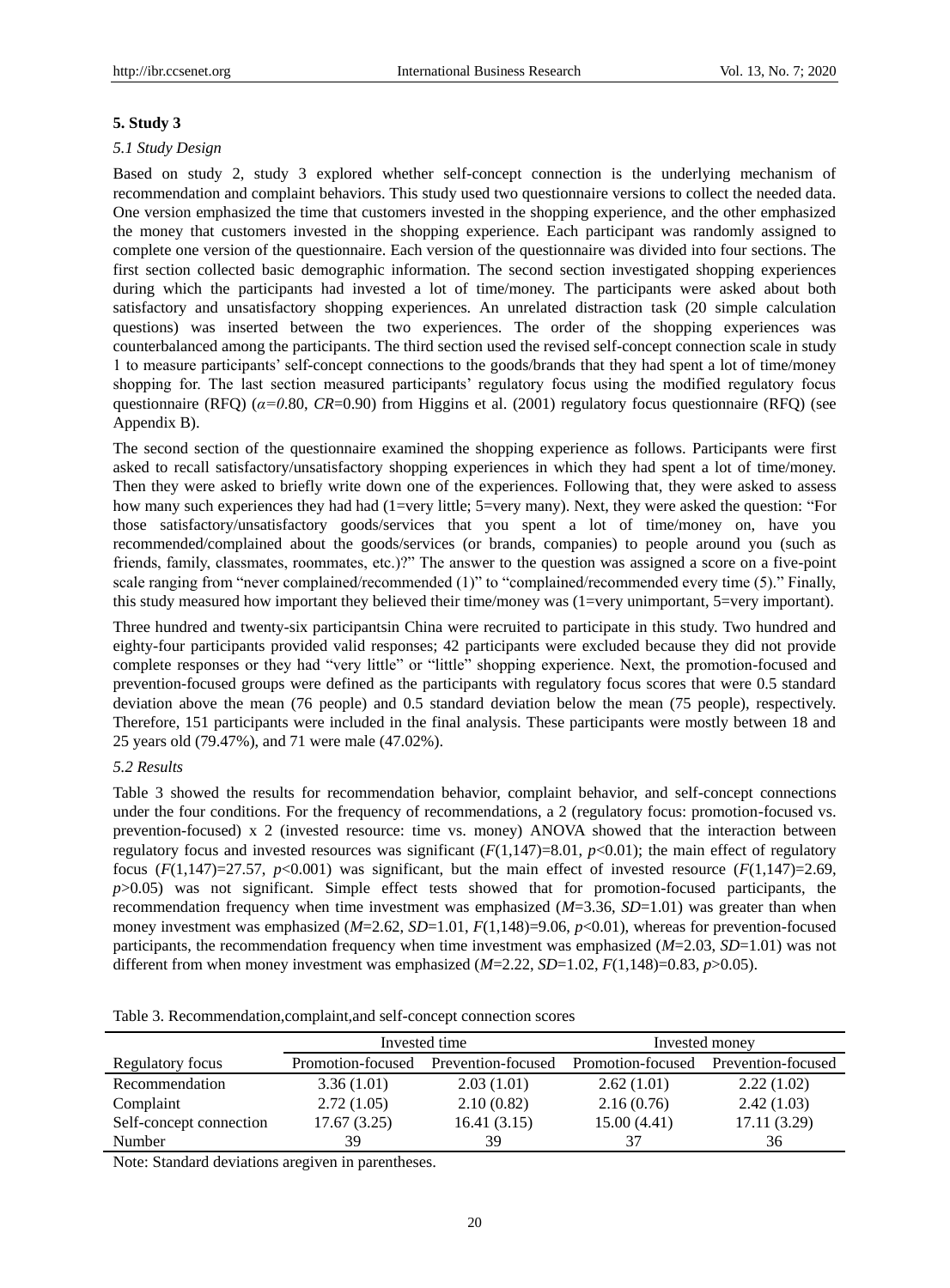## 5. Study 3

### *5.1 Study Design*

Based on study 2, study 3 explored whether self-concept connection is the underlying mechanism of recommendation and complaint behaviors. This study used two questionnaire versions to collect the needed data. One version emphasized the time that customers invested in the shopping experience, and the other emphasized the money that customers invested in the shopping experience. Each participant was randomly assigned to complete one version of the questionnaire. Each version of the questionnaire was divided into four sections. The first section collected basic demographic information. The second section investigated shopping experiences during which the participants had invested a lot of time/money. The participants were asked about both satisfactory and unsatisfactory shopping experiences. An unrelated distraction task (20 simple calculation questions) was inserted between the two experiences. The order of the shopping experiences was counterbalanced among the participants. The third section used the revised self-concept connection scale in study 1 to measure participants' self-concept connections to the goods/brands that they had spent a lot of time/money shopping for. The last section measured participants' regulatory focus using the modified regulatory focus questionnaire (RFQ) ($\alpha$=0.80, *CR*=0.90) from Higgins et al. (2001) regulatory focus questionnaire (RFQ) (see Appendix B).

The second section of the questionnaire examined the shopping experience as follows. Participants were first asked to recall satisfactory/unsatisfactory shopping experiences in which they had spent a lot of time/money. Then they were asked to briefly write down one of the experiences. Following that, they were asked to assess how many such experiences they had had (1=very little; 5=very many). Next, they were asked the question: "For those satisfactory/unsatisfactory goods/services that you spent a lot of time/money on, have you recommended/complained about the goods/services (or brands, companies) to people around you (such as friends, family, classmates, roommates, etc.)?" The answer to the question was assigned a score on a five-point scale ranging from "never complained/recommended (1)" to "complained/recommended every time (5)." Finally, this study measured how important they believed their time/money was (1=very unimportant, 5=very important).

Three hundred and twenty-six participantsin China were recruited to participate in this study. Two hundred and eighty-four participants provided valid responses; 42 participants were excluded because they did not provide complete responses or they had "very little" or "little" shopping experience. Next, the promotion-focused and prevention-focused groups were defined as the participants with regulatory focus scores that were 0.5 standard deviation above the mean (76 people) and 0.5 standard deviation below the mean (75 people), respectively. Therefore, 151 participants were included in the final analysis. These participants were mostly between 18 and 25 years old (79.47%), and 71 were male (47.02%).

### *5.2 Results*

Table 3 showed the results for recommendation behavior, complaint behavior, and self-concept connections under the four conditions. For the frequency of recommendations, a 2 (regulatory focus: promotion-focused vs. prevention-focused) x 2 (invested resource: time vs. money) ANOVA showed that the interaction between regulatory focus and invested resources was significant ($F(1,147)=8.01$, $p<0.01$); the main effect of regulatory focus ($F(1,147)=27.57$, $p<0.001$) was significant, but the main effect of invested resource ($F(1,147)=2.69$, $p>0.05$) was not significant. Simple effect tests showed that for promotion-focused participants, the recommendation frequency when time investment was emphasized ($M$=3.36, $SD$=1.01) was greater than when money investment was emphasized ($M$=2.62, $SD$=1.01, $F(1,148)=9.06$, $p<0.01$), whereas for prevention-focused participants, the recommendation frequency when time investment was emphasized ($M$=2.03, $SD$=1.01) was not different from when money investment was emphasized ($M$=2.22, $SD$=1.02, $F(1,148)=0.83$, $p>0.05$).

Table 3. Recommendation,complaint,and self-concept connection scores

| | Invested time | | Invested money | |
|---|---|---|---|---|
| Regulatory focus | Promotion-focused | Prevention-focused | Promotion-focused | Prevention-focused |
| Recommendation | 3.36 (1.01) | 2.03 (1.01) | 2.62 (1.01) | 2.22 (1.02) |
| Complaint | 2.72 (1.05) | 2.10 (0.82) | 2.16 (0.76) | 2.42 (1.03) |
| Self-concept connection | 17.67 (3.25) | 16.41 (3.15) | 15.00 (4.41) | 17.11 (3.29) |
| Number | 39 | 39 | 37 | 36 |

Note: Standard deviations aregiven in parentheses.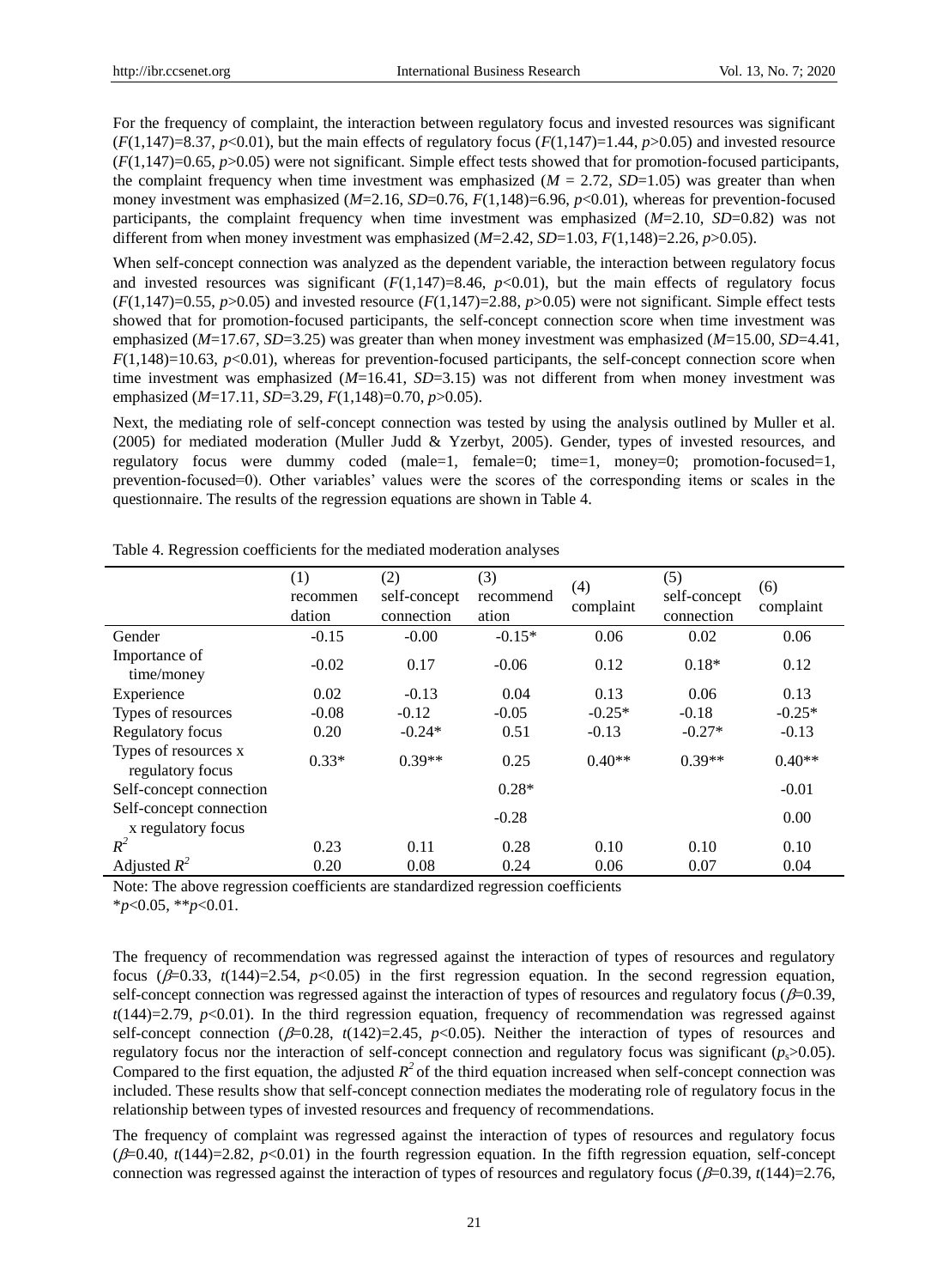For the frequency of complaint, the interaction between regulatory focus and invested resources was significant ($F(1,147)=8.37$, $p<0.01$), but the main effects of regulatory focus ($F(1,147)=1.44$, $p>0.05$) and invested resource ($F(1,147)=0.65$, $p>0.05$) were not significant. Simple effect tests showed that for promotion-focused participants, the complaint frequency when time investment was emphasized ($M = 2.72$, $SD=1.05$) was greater than when money investment was emphasized ($M=2.16$, $SD=0.76$, $F(1,148)=6.96$, $p<0.01$), whereas for prevention-focused participants, the complaint frequency when time investment was emphasized ($M=2.10$, $SD=0.82$) was not different from when money investment was emphasized ($M=2.42$, $SD=1.03$, $F(1,148)=2.26$, $p>0.05$).

When self-concept connection was analyzed as the dependent variable, the interaction between regulatory focus and invested resources was significant ($F(1,147)=8.46$, $p<0.01$), but the main effects of regulatory focus ($F(1,147)=0.55$, $p>0.05$) and invested resource ($F(1,147)=2.88$, $p>0.05$) were not significant. Simple effect tests showed that for promotion-focused participants, the self-concept connection score when time investment was emphasized ($M=17.67$, $SD=3.25$) was greater than when money investment was emphasized ($M=15.00$, $SD=4.41$, $F(1,148)=10.63$, $p<0.01$), whereas for prevention-focused participants, the self-concept connection score when time investment was emphasized ($M=16.41$, $SD=3.15$) was not different from when money investment was emphasized ($M=17.11$, $SD=3.29$, $F(1,148)=0.70$, $p>0.05$).

Next, the mediating role of self-concept connection was tested by using the analysis outlined by Muller et al. (2005) for mediated moderation (Muller Judd & Yzerbyt, 2005). Gender, types of invested resources, and regulatory focus were dummy coded (male=1, female=0; time=1, money=0; promotion-focused=1, prevention-focused=0). Other variables' values were the scores of the corresponding items or scales in the questionnaire. The results of the regression equations are shown in Table 4.

Table 4. Regression coefficients for the mediated moderation analyses

| | (1) recommendation | (2) self-concept connection | (3) recommendation | (4) complaint | (5) self-concept connection | (6) complaint |
|---|---|---|---|---|---|---|
| Gender | -0.15 | -0.00 | -0.15* | 0.06 | 0.02 | 0.06 |
| Importance of time/money | -0.02 | 0.17 | -0.06 | 0.12 | 0.18* | 0.12 |
| Experience | 0.02 | -0.13 | 0.04 | 0.13 | 0.06 | 0.13 |
| Types of resources | -0.08 | -0.12 | -0.05 | -0.25* | -0.18 | -0.25* |
| Regulatory focus | 0.20 | -0.24* | 0.51 | -0.13 | -0.27* | -0.13 |
| Types of resources x regulatory focus | 0.33* | 0.39** | 0.25 | 0.40** | 0.39** | 0.40** |
| Self-concept connection | | | 0.28* | | | -0.01 |
| Self-concept connection x regulatory focus | | | -0.28 | | | 0.00 |
| $R^2$ | 0.23 | 0.11 | 0.28 | 0.10 | 0.10 | 0.10 |
| Adjusted $R^2$ | 0.20 | 0.08 | 0.24 | 0.06 | 0.07 | 0.04 |

Note: The above regression coefficients are standardized regression coefficients
*$p<0.05$, **$p<0.01$.

The frequency of recommendation was regressed against the interaction of types of resources and regulatory focus ($\beta=0.33$, $t(144)=2.54$, $p<0.05$) in the first regression equation. In the second regression equation, self-concept connection was regressed against the interaction of types of resources and regulatory focus ($\beta=0.39$, $t(144)=2.79$, $p<0.01$). In the third regression equation, frequency of recommendation was regressed against self-concept connection ($\beta=0.28$, $t(142)=2.45$, $p<0.05$). Neither the interaction of types of resources and regulatory focus nor the interaction of self-concept connection and regulatory focus was significant ($p_s>0.05$). Compared to the first equation, the adjusted $R^2$ of the third equation increased when self-concept connection was included. These results show that self-concept connection mediates the moderating role of regulatory focus in the relationship between types of invested resources and frequency of recommendations.

The frequency of complaint was regressed against the interaction of types of resources and regulatory focus ($\beta=0.40$, $t(144)=2.82$, $p<0.01$) in the fourth regression equation. In the fifth regression equation, self-concept connection was regressed against the interaction of types of resources and regulatory focus ($\beta=0.39$, $t(144)=2.76$,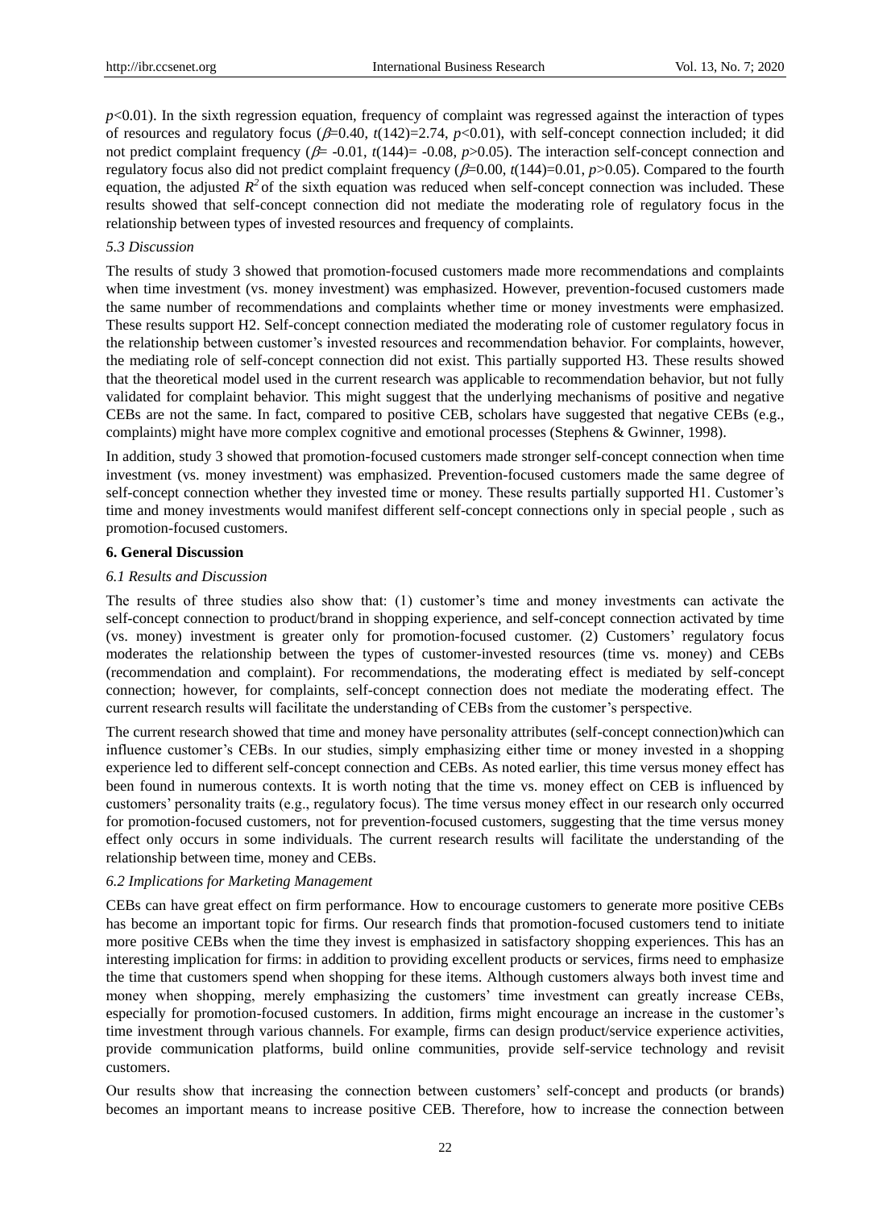$p<0.01$). In the sixth regression equation, frequency of complaint was regressed against the interaction of types of resources and regulatory focus ($\beta=0.40$, $t(142)=2.74$, $p<0.01$), with self-concept connection included; it did not predict complaint frequency ($\beta= -0.01$, $t(144)= -0.08$, $p>0.05$). The interaction self-concept connection and regulatory focus also did not predict complaint frequency ($\beta=0.00$, $t(144)=0.01$, $p>0.05$). Compared to the fourth equation, the adjusted $R^2$ of the sixth equation was reduced when self-concept connection was included. These results showed that self-concept connection did not mediate the moderating role of regulatory focus in the relationship between types of invested resources and frequency of complaints.

### *5.3 Discussion*

The results of study 3 showed that promotion-focused customers made more recommendations and complaints when time investment (vs. money investment) was emphasized. However, prevention-focused customers made the same number of recommendations and complaints whether time or money investments were emphasized. These results support H2. Self-concept connection mediated the moderating role of customer regulatory focus in the relationship between customer's invested resources and recommendation behavior. For complaints, however, the mediating role of self-concept connection did not exist. This partially supported H3. These results showed that the theoretical model used in the current research was applicable to recommendation behavior, but not fully validated for complaint behavior. This might suggest that the underlying mechanisms of positive and negative CEBs are not the same. In fact, compared to positive CEB, scholars have suggested that negative CEBs (e.g., complaints) might have more complex cognitive and emotional processes (Stephens & Gwinner, 1998).

In addition, study 3 showed that promotion-focused customers made stronger self-concept connection when time investment (vs. money investment) was emphasized. Prevention-focused customers made the same degree of self-concept connection whether they invested time or money. These results partially supported H1. Customer's time and money investments would manifest different self-concept connections only in special people , such as promotion-focused customers.

## **6. General Discussion**

### *6.1 Results and Discussion*

The results of three studies also show that: (1) customer's time and money investments can activate the self-concept connection to product/brand in shopping experience, and self-concept connection activated by time (vs. money) investment is greater only for promotion-focused customer. (2) Customers' regulatory focus moderates the relationship between the types of customer-invested resources (time vs. money) and CEBs (recommendation and complaint). For recommendations, the moderating effect is mediated by self-concept connection; however, for complaints, self-concept connection does not mediate the moderating effect. The current research results will facilitate the understanding of CEBs from the customer's perspective.

The current research showed that time and money have personality attributes (self-concept connection)which can influence customer's CEBs. In our studies, simply emphasizing either time or money invested in a shopping experience led to different self-concept connection and CEBs. As noted earlier, this time versus money effect has been found in numerous contexts. It is worth noting that the time vs. money effect on CEB is influenced by customers' personality traits (e.g., regulatory focus). The time versus money effect in our research only occurred for promotion-focused customers, not for prevention-focused customers, suggesting that the time versus money effect only occurs in some individuals. The current research results will facilitate the understanding of the relationship between time, money and CEBs.

### *6.2 Implications for Marketing Management*

CEBs can have great effect on firm performance. How to encourage customers to generate more positive CEBs has become an important topic for firms. Our research finds that promotion-focused customers tend to initiate more positive CEBs when the time they invest is emphasized in satisfactory shopping experiences. This has an interesting implication for firms: in addition to providing excellent products or services, firms need to emphasize the time that customers spend when shopping for these items. Although customers always both invest time and money when shopping, merely emphasizing the customers' time investment can greatly increase CEBs, especially for promotion-focused customers. In addition, firms might encourage an increase in the customer's time investment through various channels. For example, firms can design product/service experience activities, provide communication platforms, build online communities, provide self-service technology and revisit customers.

Our results show that increasing the connection between customers' self-concept and products (or brands) becomes an important means to increase positive CEB. Therefore, how to increase the connection between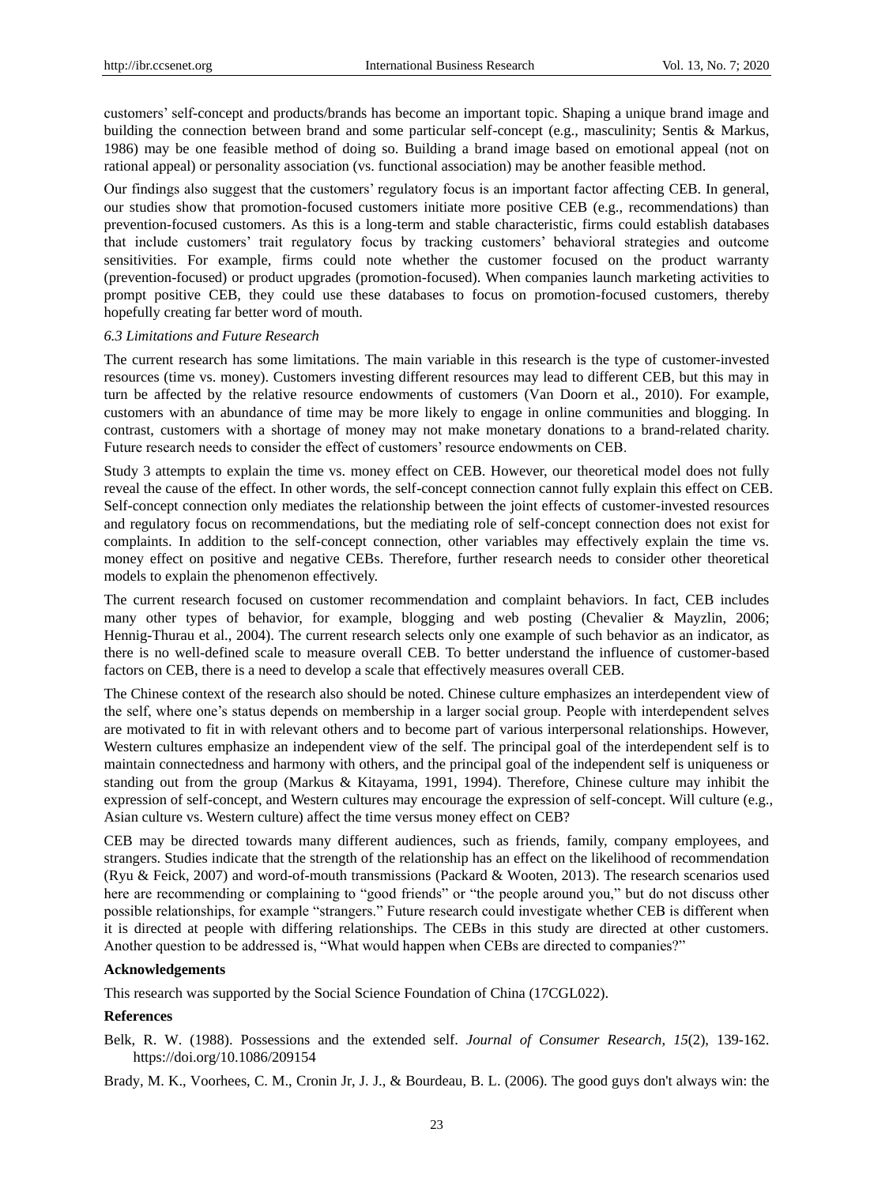customers' self-concept and products/brands has become an important topic. Shaping a unique brand image and building the connection between brand and some particular self-concept (e.g., masculinity; Sentis & Markus, 1986) may be one feasible method of doing so. Building a brand image based on emotional appeal (not on rational appeal) or personality association (vs. functional association) may be another feasible method.

Our findings also suggest that the customers' regulatory focus is an important factor affecting CEB. In general, our studies show that promotion-focused customers initiate more positive CEB (e.g., recommendations) than prevention-focused customers. As this is a long-term and stable characteristic, firms could establish databases that include customers' trait regulatory focus by tracking customers' behavioral strategies and outcome sensitivities. For example, firms could note whether the customer focused on the product warranty (prevention-focused) or product upgrades (promotion-focused). When companies launch marketing activities to prompt positive CEB, they could use these databases to focus on promotion-focused customers, thereby hopefully creating far better word of mouth.

### *6.3 Limitations and Future Research*

The current research has some limitations. The main variable in this research is the type of customer-invested resources (time vs. money). Customers investing different resources may lead to different CEB, but this may in turn be affected by the relative resource endowments of customers (Van Doorn et al., 2010). For example, customers with an abundance of time may be more likely to engage in online communities and blogging. In contrast, customers with a shortage of money may not make monetary donations to a brand-related charity. Future research needs to consider the effect of customers' resource endowments on CEB.

Study 3 attempts to explain the time vs. money effect on CEB. However, our theoretical model does not fully reveal the cause of the effect. In other words, the self-concept connection cannot fully explain this effect on CEB. Self-concept connection only mediates the relationship between the joint effects of customer-invested resources and regulatory focus on recommendations, but the mediating role of self-concept connection does not exist for complaints. In addition to the self-concept connection, other variables may effectively explain the time vs. money effect on positive and negative CEBs. Therefore, further research needs to consider other theoretical models to explain the phenomenon effectively.

The current research focused on customer recommendation and complaint behaviors. In fact, CEB includes many other types of behavior, for example, blogging and web posting (Chevalier & Mayzlin, 2006; Hennig-Thurau et al., 2004). The current research selects only one example of such behavior as an indicator, as there is no well-defined scale to measure overall CEB. To better understand the influence of customer-based factors on CEB, there is a need to develop a scale that effectively measures overall CEB.

The Chinese context of the research also should be noted. Chinese culture emphasizes an interdependent view of the self, where one's status depends on membership in a larger social group. People with interdependent selves are motivated to fit in with relevant others and to become part of various interpersonal relationships. However, Western cultures emphasize an independent view of the self. The principal goal of the interdependent self is to maintain connectedness and harmony with others, and the principal goal of the independent self is uniqueness or standing out from the group (Markus & Kitayama, 1991, 1994). Therefore, Chinese culture may inhibit the expression of self-concept, and Western cultures may encourage the expression of self-concept. Will culture (e.g., Asian culture vs. Western culture) affect the time versus money effect on CEB?

CEB may be directed towards many different audiences, such as friends, family, company employees, and strangers. Studies indicate that the strength of the relationship has an effect on the likelihood of recommendation (Ryu & Feick, 2007) and word-of-mouth transmissions (Packard & Wooten, 2013). The research scenarios used here are recommending or complaining to "good friends" or "the people around you," but do not discuss other possible relationships, for example "strangers." Future research could investigate whether CEB is different when it is directed at people with differing relationships. The CEBs in this study are directed at other customers. Another question to be addressed is, "What would happen when CEBs are directed to companies?"

**Acknowledgements**

This research was supported by the Social Science Foundation of China (17CGL022).

**References**

Belk, R. W. (1988). Possessions and the extended self. *Journal of Consumer Research, 15*(2), 139-162. https://doi.org/10.1086/209154

Brady, M. K., Voorhees, C. M., Cronin Jr, J. J., & Bourdeau, B. L. (2006). The good guys don't always win: the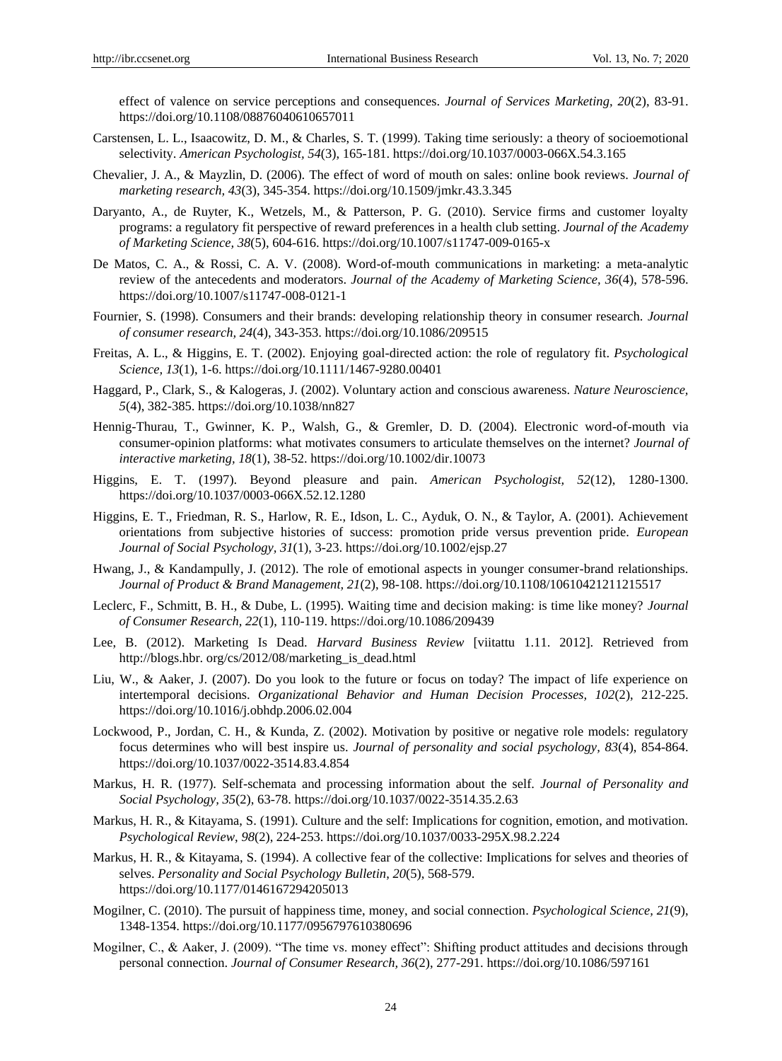effect of valence on service perceptions and consequences. *Journal of Services Marketing, 20*(2), 83-91. https://doi.org/10.1108/08876040610657011

Carstensen, L. L., Isaacowitz, D. M., & Charles, S. T. (1999). Taking time seriously: a theory of socioemotional selectivity. *American Psychologist, 54*(3), 165-181. https://doi.org/10.1037/0003-066X.54.3.165

Chevalier, J. A., & Mayzlin, D. (2006). The effect of word of mouth on sales: online book reviews. *Journal of marketing research, 43*(3), 345-354. https://doi.org/10.1509/jmkr.43.3.345

Daryanto, A., de Ruyter, K., Wetzels, M., & Patterson, P. G. (2010). Service firms and customer loyalty programs: a regulatory fit perspective of reward preferences in a health club setting. *Journal of the Academy of Marketing Science, 38*(5), 604-616. https://doi.org/10.1007/s11747-009-0165-x

De Matos, C. A., & Rossi, C. A. V. (2008). Word-of-mouth communications in marketing: a meta-analytic review of the antecedents and moderators. *Journal of the Academy of Marketing Science, 36*(4), 578-596. https://doi.org/10.1007/s11747-008-0121-1

Fournier, S. (1998). Consumers and their brands: developing relationship theory in consumer research. *Journal of consumer research, 24*(4), 343-353. https://doi.org/10.1086/209515

Freitas, A. L., & Higgins, E. T. (2002). Enjoying goal-directed action: the role of regulatory fit. *Psychological Science, 13*(1), 1-6. https://doi.org/10.1111/1467-9280.00401

Haggard, P., Clark, S., & Kalogeras, J. (2002). Voluntary action and conscious awareness. *Nature Neuroscience, 5*(4), 382-385. https://doi.org/10.1038/nn827

Hennig-Thurau, T., Gwinner, K. P., Walsh, G., & Gremler, D. D. (2004). Electronic word-of-mouth via consumer-opinion platforms: what motivates consumers to articulate themselves on the internet? *Journal of interactive marketing, 18*(1), 38-52. https://doi.org/10.1002/dir.10073

Higgins, E. T. (1997). Beyond pleasure and pain. *American Psychologist, 52*(12), 1280-1300. https://doi.org/10.1037/0003-066X.52.12.1280

Higgins, E. T., Friedman, R. S., Harlow, R. E., Idson, L. C., Ayduk, O. N., & Taylor, A. (2001). Achievement orientations from subjective histories of success: promotion pride versus prevention pride. *European Journal of Social Psychology, 31*(1), 3-23. https://doi.org/10.1002/ejsp.27

Hwang, J., & Kandampully, J. (2012). The role of emotional aspects in younger consumer-brand relationships. *Journal of Product & Brand Management, 21*(2), 98-108. https://doi.org/10.1108/10610421211215517

Leclerc, F., Schmitt, B. H., & Dube, L. (1995). Waiting time and decision making: is time like money? *Journal of Consumer Research, 22*(1), 110-119. https://doi.org/10.1086/209439

Lee, B. (2012). Marketing Is Dead. *Harvard Business Review* [viitattu 1.11. 2012]. Retrieved from http://blogs.hbr. org/cs/2012/08/marketing_is_dead.html

Liu, W., & Aaker, J. (2007). Do you look to the future or focus on today? The impact of life experience on intertemporal decisions. *Organizational Behavior and Human Decision Processes, 102*(2), 212-225. https://doi.org/10.1016/j.obhdp.2006.02.004

Lockwood, P., Jordan, C. H., & Kunda, Z. (2002). Motivation by positive or negative role models: regulatory focus determines who will best inspire us. *Journal of personality and social psychology, 83*(4), 854-864. https://doi.org/10.1037/0022-3514.83.4.854

Markus, H. R. (1977). Self-schemata and processing information about the self. *Journal of Personality and Social Psychology, 35*(2), 63-78. https://doi.org/10.1037/0022-3514.35.2.63

Markus, H. R., & Kitayama, S. (1991). Culture and the self: Implications for cognition, emotion, and motivation. *Psychological Review, 98*(2), 224-253. https://doi.org/10.1037/0033-295X.98.2.224

Markus, H. R., & Kitayama, S. (1994). A collective fear of the collective: Implications for selves and theories of selves. *Personality and Social Psychology Bulletin, 20*(5), 568-579. https://doi.org/10.1177/0146167294205013

Mogilner, C. (2010). The pursuit of happiness time, money, and social connection. *Psychological Science, 21*(9), 1348-1354. https://doi.org/10.1177/0956797610380696

Mogilner, C., & Aaker, J. (2009). "The time vs. money effect": Shifting product attitudes and decisions through personal connection. *Journal of Consumer Research, 36*(2), 277-291. https://doi.org/10.1086/597161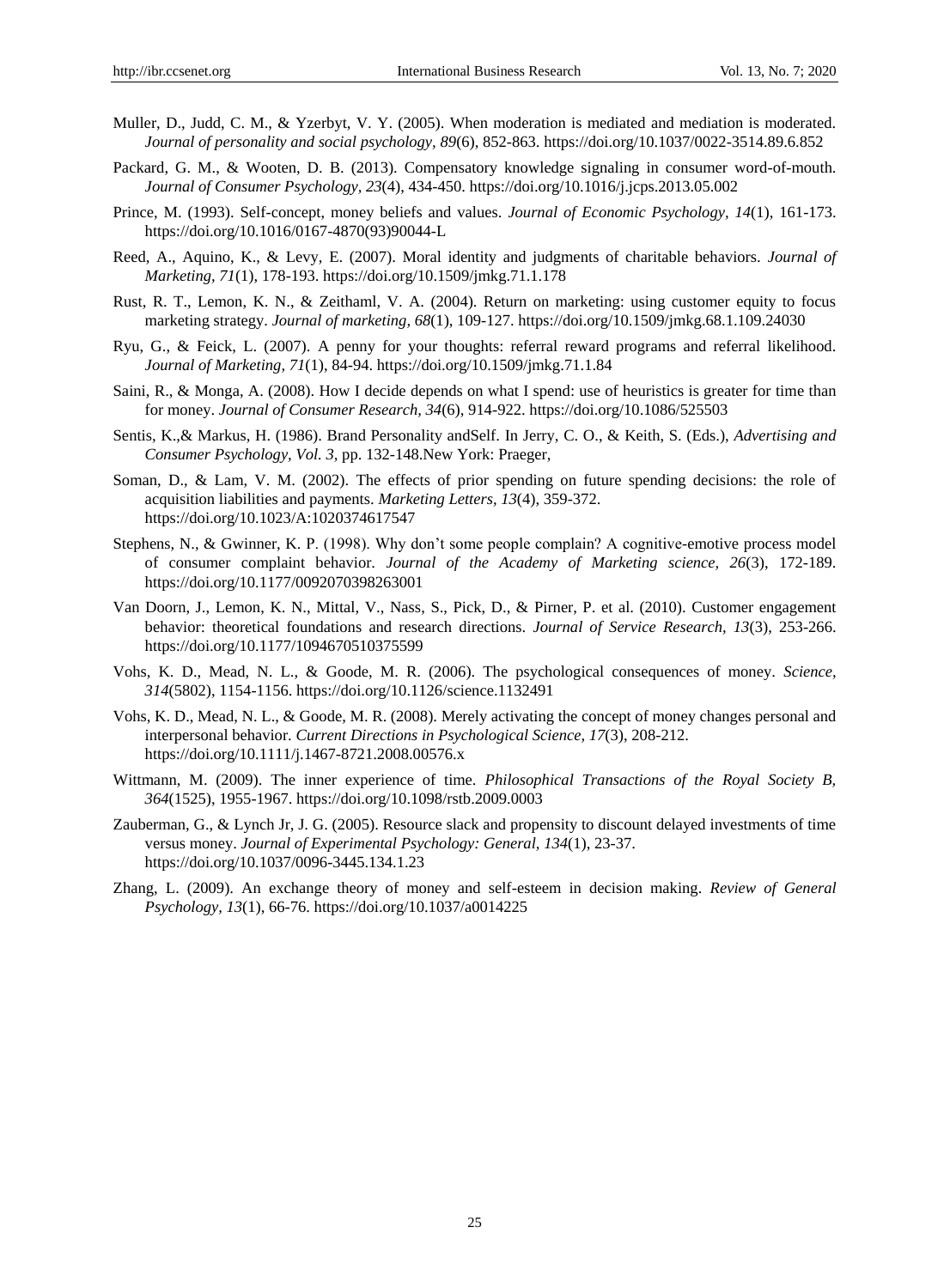Muller, D., Judd, C. M., & Yzerbyt, V. Y. (2005). When moderation is mediated and mediation is moderated. *Journal of personality and social psychology, 89*(6), 852-863. https://doi.org/10.1037/0022-3514.89.6.852

Packard, G. M., & Wooten, D. B. (2013). Compensatory knowledge signaling in consumer word-of-mouth. *Journal of Consumer Psychology, 23*(4), 434-450. https://doi.org/10.1016/j.jcps.2013.05.002

Prince, M. (1993). Self-concept, money beliefs and values. *Journal of Economic Psychology, 14*(1), 161-173. https://doi.org/10.1016/0167-4870(93)90044-L

Reed, A., Aquino, K., & Levy, E. (2007). Moral identity and judgments of charitable behaviors. *Journal of Marketing, 71*(1), 178-193. https://doi.org/10.1509/jmkg.71.1.178

Rust, R. T., Lemon, K. N., & Zeithaml, V. A. (2004). Return on marketing: using customer equity to focus marketing strategy. *Journal of marketing, 68*(1), 109-127. https://doi.org/10.1509/jmkg.68.1.109.24030

Ryu, G., & Feick, L. (2007). A penny for your thoughts: referral reward programs and referral likelihood. *Journal of Marketing, 71*(1), 84-94. https://doi.org/10.1509/jmkg.71.1.84

Saini, R., & Monga, A. (2008). How I decide depends on what I spend: use of heuristics is greater for time than for money. *Journal of Consumer Research, 34*(6), 914-922. https://doi.org/10.1086/525503

Sentis, K.,& Markus, H. (1986). Brand Personality andSelf. In Jerry, C. O., & Keith, S. (Eds.), *Advertising and Consumer Psychology, Vol. 3*, pp. 132-148.New York: Praeger,

Soman, D., & Lam, V. M. (2002). The effects of prior spending on future spending decisions: the role of acquisition liabilities and payments. *Marketing Letters, 13*(4), 359-372. https://doi.org/10.1023/A:1020374617547

Stephens, N., & Gwinner, K. P. (1998). Why don't some people complain? A cognitive-emotive process model of consumer complaint behavior. *Journal of the Academy of Marketing science, 26*(3), 172-189. https://doi.org/10.1177/0092070398263001

Van Doorn, J., Lemon, K. N., Mittal, V., Nass, S., Pick, D., & Pirner, P. et al. (2010). Customer engagement behavior: theoretical foundations and research directions. *Journal of Service Research, 13*(3), 253-266. https://doi.org/10.1177/1094670510375599

Vohs, K. D., Mead, N. L., & Goode, M. R. (2006). The psychological consequences of money. *Science, 314*(5802), 1154-1156. https://doi.org/10.1126/science.1132491

Vohs, K. D., Mead, N. L., & Goode, M. R. (2008). Merely activating the concept of money changes personal and interpersonal behavior. *Current Directions in Psychological Science, 17*(3), 208-212. https://doi.org/10.1111/j.1467-8721.2008.00576.x

Wittmann, M. (2009). The inner experience of time. *Philosophical Transactions of the Royal Society B, 364*(1525), 1955-1967. https://doi.org/10.1098/rstb.2009.0003

Zauberman, G., & Lynch Jr, J. G. (2005). Resource slack and propensity to discount delayed investments of time versus money. *Journal of Experimental Psychology: General, 134*(1), 23-37. https://doi.org/10.1037/0096-3445.134.1.23

Zhang, L. (2009). An exchange theory of money and self-esteem in decision making. *Review of General Psychology, 13*(1), 66-76. https://doi.org/10.1037/a0014225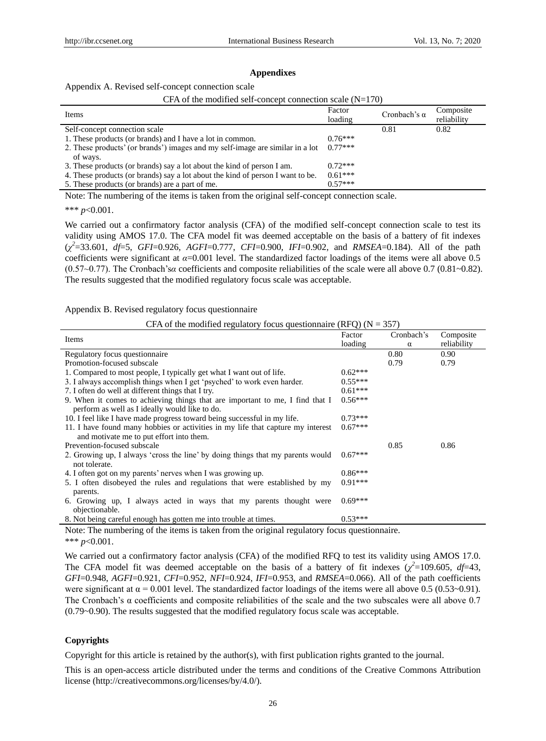## Appendixes

Appendix A. Revised self-concept connection scale

CFA of the modified self-concept connection scale (N=170)

| Items | Factor loading | Cronbach's α | Composite reliability |
|---|---|---|---|
| Self-concept connection scale | | 0.81 | 0.82 |
| 1. These products (or brands) and I have a lot in common. | 0.76*** | | |
| 2. These products' (or brands') images and my self-image are similar in a lot of ways. | 0.77*** | | |
| 3. These products (or brands) say a lot about the kind of person I am. | 0.72*** | | |
| 4. These products (or brands) say a lot about the kind of person I want to be. | 0.61*** | | |
| 5. These products (or brands) are a part of me. | 0.57*** | | |

Note: The numbering of the items is taken from the original self-concept connection scale.

*** $p$<0.001.

We carried out a confirmatory factor analysis (CFA) of the modified self-concept connection scale to test its validity using AMOS 17.0. The CFA model fit was deemed acceptable on the basis of a battery of fit indexes ($\chi^2$=33.601, $df$=5, $GFI$=0.926, $AGFI$=0.777, $CFI$=0.900, $IFI$=0.902, and $RMSEA$=0.184). All of the path coefficients were significant at $\alpha$=0.001 level. The standardized factor loadings of the items were all above 0.5 (0.57~0.77). The Cronbach's$\alpha$ coefficients and composite reliabilities of the scale were all above 0.7 (0.81~0.82). The results suggested that the modified regulatory focus scale was acceptable.

Appendix B. Revised regulatory focus questionnaire

CFA of the modified regulatory focus questionnaire (RFQ) (N = 357)

| Items | Factor loading | Cronbach's α | Composite reliability |
|---|---|---|---|
| Regulatory focus questionnaire | | 0.80 | 0.90 |
| Promotion-focused subscale | | 0.79 | 0.79 |
| 1. Compared to most people, I typically get what I want out of life. | 0.62*** | | |
| 3. I always accomplish things when I get 'psyched' to work even harder. | 0.55*** | | |
| 7. I often do well at different things that I try. | 0.61*** | | |
| 9. When it comes to achieving things that are important to me, I find that I perform as well as I ideally would like to do. | 0.56*** | | |
| 10. I feel like I have made progress toward being successful in my life. | 0.73*** | | |
| 11. I have found many hobbies or activities in my life that capture my interest and motivate me to put effort into them. | 0.67*** | | |
| Prevention-focused subscale | | 0.85 | 0.86 |
| 2. Growing up, I always 'cross the line' by doing things that my parents would not tolerate. | 0.67*** | | |
| 4. I often got on my parents' nerves when I was growing up. | 0.86*** | | |
| 5. I often disobeyed the rules and regulations that were established by my parents. | 0.91*** | | |
| 6. Growing up, I always acted in ways that my parents thought were objectionable. | 0.69*** | | |
| 8. Not being careful enough has gotten me into trouble at times. | 0.53*** | | |

Note: The numbering of the items is taken from the original regulatory focus questionnaire.

*** $p$<0.001.

We carried out a confirmatory factor analysis (CFA) of the modified RFQ to test its validity using AMOS 17.0. The CFA model fit was deemed acceptable on the basis of a battery of fit indexes ($\chi^2$=109.605, $df$=43, $GFI$=0.948, $AGFI$=0.921, $CFI$=0.952, $NFI$=0.924, $IFI$=0.953, and $RMSEA$=0.066). All of the path coefficients were significant at $\alpha$ = 0.001 level. The standardized factor loadings of the items were all above 0.5 (0.53~0.91). The Cronbach's α coefficients and composite reliabilities of the scale and the two subscales were all above 0.7 (0.79~0.90). The results suggested that the modified regulatory focus scale was acceptable.

## Copyrights

Copyright for this article is retained by the author(s), with first publication rights granted to the journal.

This is an open-access article distributed under the terms and conditions of the Creative Commons Attribution license (http://creativecommons.org/licenses/by/4.0/).